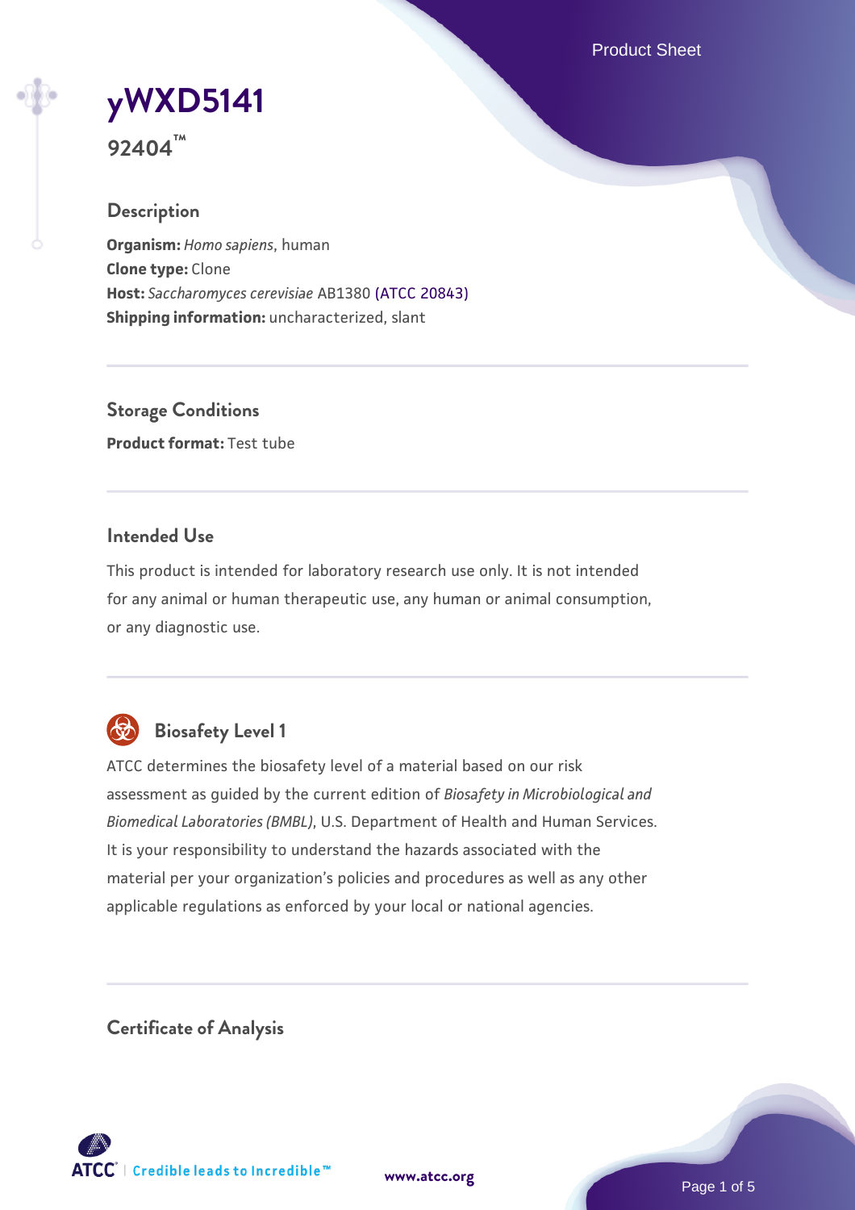# yWXD5141

**92404™**

## Description

**Organism:** *Homo sapiens*, human
**Clone type:** Clone
**Host:** *Saccharomyces cerevisiae* AB1380 (ATCC 20843)
**Shipping information:** uncharacterized, slant

## Storage Conditions

**Product format:** Test tube

## Intended Use

This product is intended for laboratory research use only. It is not intended for any animal or human therapeutic use, any human or animal consumption, or any diagnostic use.

## Biosafety Level 1

ATCC determines the biosafety level of a material based on our risk assessment as guided by the current edition of *Biosafety in Microbiological and Biomedical Laboratories (BMBL)*, U.S. Department of Health and Human Services. It is your responsibility to understand the hazards associated with the material per your organization's policies and procedures as well as any other applicable regulations as enforced by your local or national agencies.

## Certificate of Analysis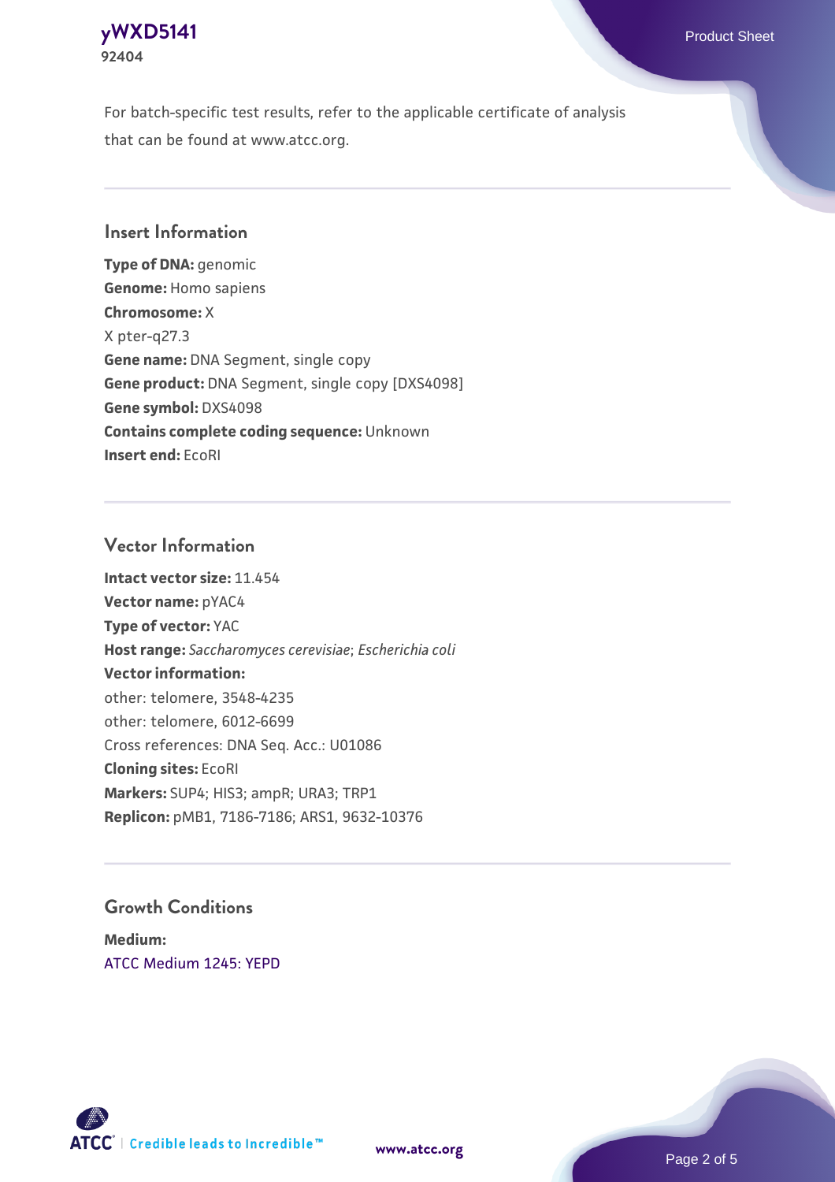For batch-specific test results, refer to the applicable certificate of analysis that can be found at www.atcc.org.

## Insert Information

**Type of DNA:** genomic
**Genome:** Homo sapiens
**Chromosome:** X
X pter-q27.3
**Gene name:** DNA Segment, single copy
**Gene product:** DNA Segment, single copy [DXS4098]
**Gene symbol:** DXS4098
**Contains complete coding sequence:** Unknown
**Insert end:** EcoRI

## Vector Information

**Intact vector size:** 11.454
**Vector name:** pYAC4
**Type of vector:** YAC
**Host range:** *Saccharomyces cerevisiae*; *Escherichia coli*
**Vector information:**
other: telomere, 3548-4235
other: telomere, 6012-6699
Cross references: DNA Seq. Acc.: U01086
**Cloning sites:** EcoRI
**Markers:** SUP4; HIS3; ampR; URA3; TRP1
**Replicon:** pMB1, 7186-7186; ARS1, 9632-10376

## Growth Conditions

**Medium:**
ATCC Medium 1245: YEPD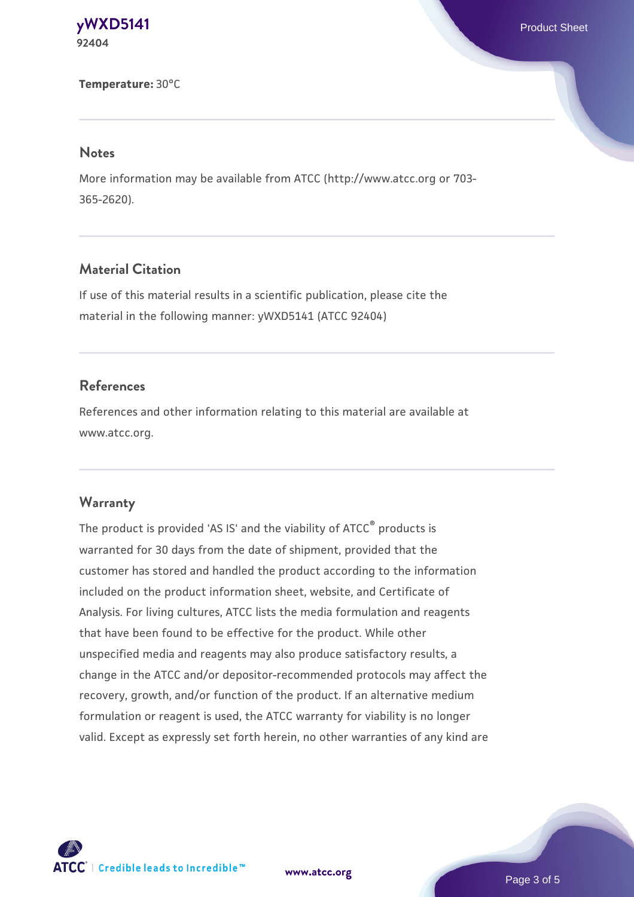**Temperature:** 30°C

## Notes

More information may be available from ATCC (http://www.atcc.org or 703-365-2620).

## Material Citation

If use of this material results in a scientific publication, please cite the material in the following manner: yWXD5141 (ATCC 92404)

## References

References and other information relating to this material are available at www.atcc.org.

## Warranty

The product is provided 'AS IS' and the viability of ATCC® products is warranted for 30 days from the date of shipment, provided that the customer has stored and handled the product according to the information included on the product information sheet, website, and Certificate of Analysis. For living cultures, ATCC lists the media formulation and reagents that have been found to be effective for the product. While other unspecified media and reagents may also produce satisfactory results, a change in the ATCC and/or depositor-recommended protocols may affect the recovery, growth, and/or function of the product. If an alternative medium formulation or reagent is used, the ATCC warranty for viability is no longer valid. Except as expressly set forth herein, no other warranties of any kind are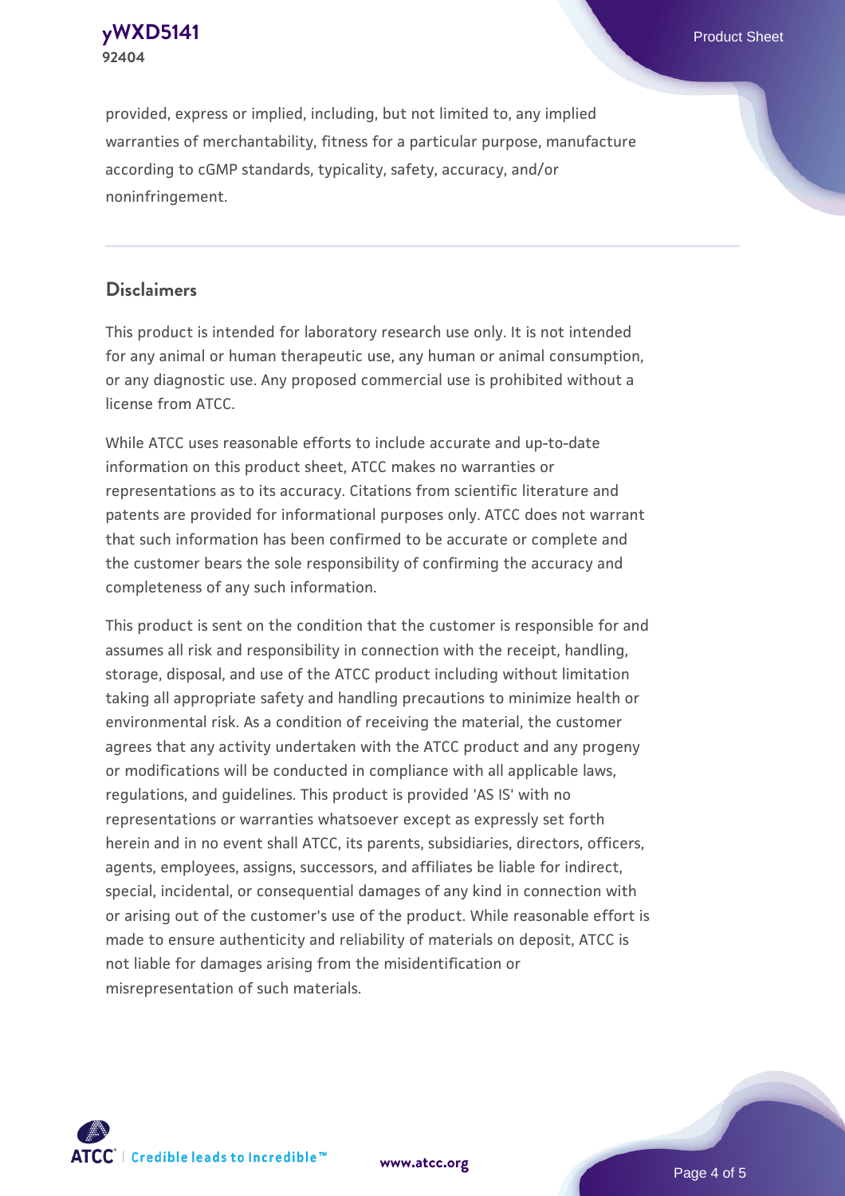provided, express or implied, including, but not limited to, any implied warranties of merchantability, fitness for a particular purpose, manufacture according to cGMP standards, typicality, safety, accuracy, and/or noninfringement.

## Disclaimers

This product is intended for laboratory research use only. It is not intended for any animal or human therapeutic use, any human or animal consumption, or any diagnostic use. Any proposed commercial use is prohibited without a license from ATCC.

While ATCC uses reasonable efforts to include accurate and up-to-date information on this product sheet, ATCC makes no warranties or representations as to its accuracy. Citations from scientific literature and patents are provided for informational purposes only. ATCC does not warrant that such information has been confirmed to be accurate or complete and the customer bears the sole responsibility of confirming the accuracy and completeness of any such information.

This product is sent on the condition that the customer is responsible for and assumes all risk and responsibility in connection with the receipt, handling, storage, disposal, and use of the ATCC product including without limitation taking all appropriate safety and handling precautions to minimize health or environmental risk. As a condition of receiving the material, the customer agrees that any activity undertaken with the ATCC product and any progeny or modifications will be conducted in compliance with all applicable laws, regulations, and guidelines. This product is provided 'AS IS' with no representations or warranties whatsoever except as expressly set forth herein and in no event shall ATCC, its parents, subsidiaries, directors, officers, agents, employees, assigns, successors, and affiliates be liable for indirect, special, incidental, or consequential damages of any kind in connection with or arising out of the customer's use of the product. While reasonable effort is made to ensure authenticity and reliability of materials on deposit, ATCC is not liable for damages arising from the misidentification or misrepresentation of such materials.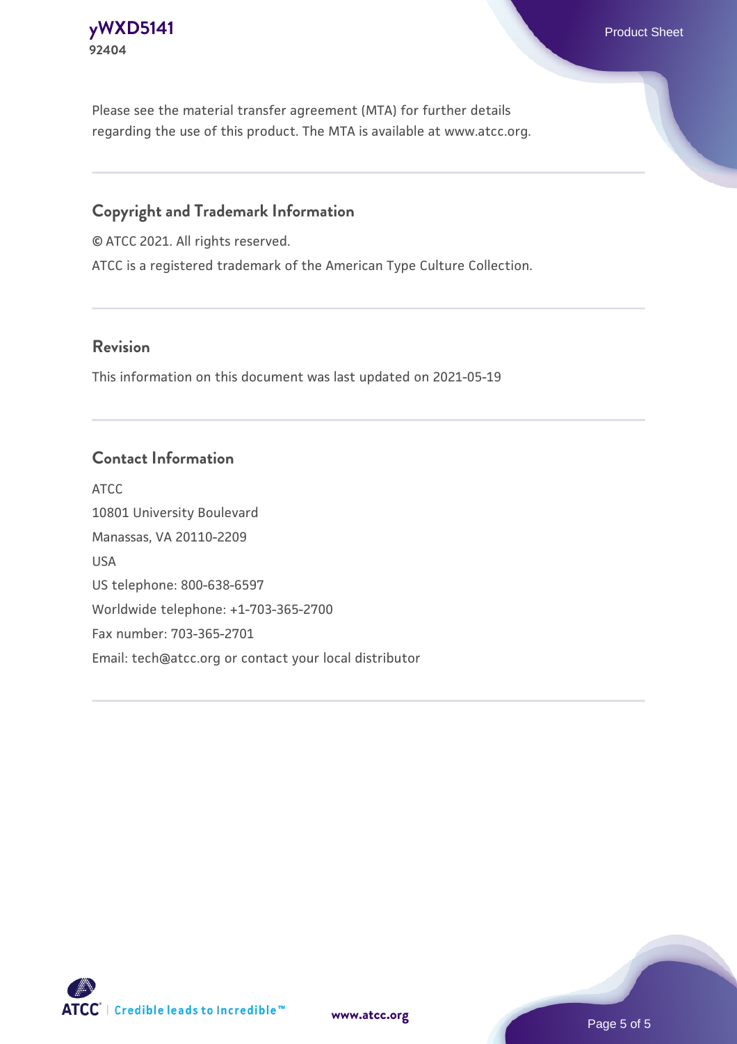Please see the material transfer agreement (MTA) for further details regarding the use of this product. The MTA is available at www.atcc.org.

## Copyright and Trademark Information

© ATCC 2021. All rights reserved.

ATCC is a registered trademark of the American Type Culture Collection.

## Revision

This information on this document was last updated on 2021-05-19

## Contact Information

ATCC
10801 University Boulevard
Manassas, VA 20110-2209
USA
US telephone: 800-638-6597
Worldwide telephone: +1-703-365-2700
Fax number: 703-365-2701
Email: tech@atcc.org or contact your local distributor